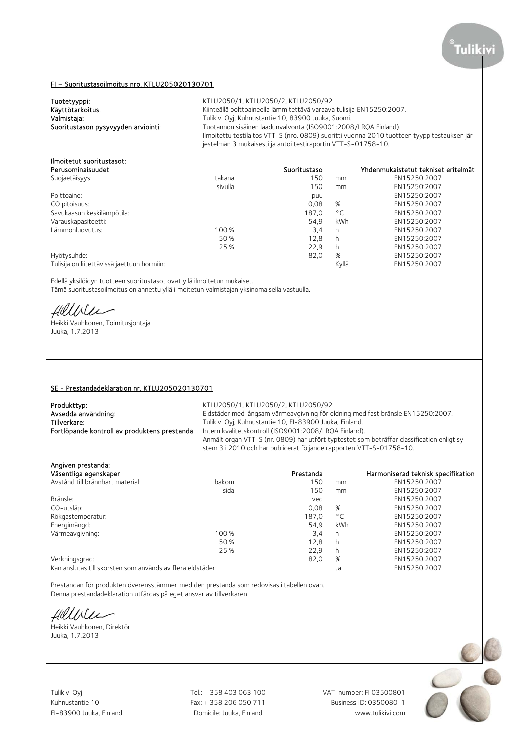## FI – Suoritustasoilmoitus nro. KTLU205020130701

**Tuotetyyppi:** KTLU2050/1, KTLU2050/2, KTLU2050/92
**Käyttötarkoitus:** Kiinteällä polttoaineella lämmitettävä varaava tulisija EN15250:2007.
**Valmistaja:** Tulikivi Oyj, Kuhnustantie 10, 83900 Juuka, Suomi.
**Suoritustason pysyvyyden arviointi:** Tuotannon sisäinen laadunvalvonta (ISO9001:2008/LRQA Finland).
Ilmoitettu testilaitos VTT-S (nro. 0809) suoritti vuonna 2010 tuotteen tyyppitestauksen järjestelmän 3 mukaisesti ja antoi testiraportin VTT-S-01758-10.

**Ilmoitetut suoritustasot:**

| Perusominaisuudet | | Suoritustaso | | Yhdenmukaistetut tekniset eritelmät |
|---|---|---|---|---|
| Suojaetäisyys: | takana | 150 | mm | EN15250:2007 |
| | sivulla | 150 | mm | EN15250:2007 |
| Polttoaine: | | puu | | EN15250:2007 |
| CO pitoisuus: | | 0,08 | % | EN15250:2007 |
| Savukaasun keskilämpötila: | | 187,0 | °C | EN15250:2007 |
| Varauskapasiteetti: | | 54,9 | kWh | EN15250:2007 |
| Lämmönluovutus: | 100 % | 3,4 | h | EN15250:2007 |
| | 50 % | 12,8 | h | EN15250:2007 |
| | 25 % | 22,9 | h | EN15250:2007 |
| Hyötysuhde: | | 82,0 | % | EN15250:2007 |
| Tulisija on liitettävissä jaettuun hormiin: | | | Kyllä | EN15250:2007 |

Edellä yksilöidyn tuotteen suoritustasot ovat yllä ilmoitetun mukaiset.
Tämä suoritustasoilmoitus on annettu yllä ilmoitetun valmistajan yksinomaisella vastuulla.

Heikki Vauhkonen, Toimitusjohtaja
Juuka, 1.7.2013

## SE - Prestandadeklaration nr. KTLU205020130701

**Produkttyp:** KTLU2050/1, KTLU2050/2, KTLU2050/92
**Avsedda användning:** Eldstäder med långsam värmeavgivning för eldning med fast bränsle EN15250:2007.
**Tillverkare:** Tulikivi Oyj, Kuhnustantie 10, FI-83900 Juuka, Finland.
**Fortlöpande kontroll av produktens prestanda:** Intern kvalitetskontroll (ISO9001:2008/LRQA Finland).
Anmält organ VTT-S (nr. 0809) har utfört typtestet som beträffar classification enligt system 3 i 2010 och har publicerat följande rapporten VTT-S-01758-10.

**Angiven prestanda:**

| Väsentliga egenskaper | | Prestanda | | Harmoniserad teknisk specifikation |
|---|---|---|---|---|
| Avstånd till brännbart material: | bakom | 150 | mm | EN15250:2007 |
| | sida | 150 | mm | EN15250:2007 |
| Bränsle: | | ved | | EN15250:2007 |
| CO-utsläp: | | 0,08 | % | EN15250:2007 |
| Rökgastemperatur: | | 187,0 | °C | EN15250:2007 |
| Energimängd: | | 54,9 | kWh | EN15250:2007 |
| Värmeavgivning: | 100 % | 3,4 | h | EN15250:2007 |
| | 50 % | 12,8 | h | EN15250:2007 |
| | 25 % | 22,9 | h | EN15250:2007 |
| Verkningsgrad: | | 82,0 | % | EN15250:2007 |
| Kan anslutas till skorsten som används av flera eldstäder: | | | Ja | EN15250:2007 |

Prestandan för produkten överensstämmer med den prestanda som redovisas i tabellen ovan.
Denna prestandadeklaration utfärdas på eget ansvar av tillverkaren.

Heikki Vauhkonen, Direktör
Juuka, 1.7.2013

Tulikivi Oyj
Kuhnustantie 10
FI-83900 Juuka, Finland

Tel.: + 358 403 063 100
Fax: + 358 206 050 711
Domicile: Juuka, Finland

VAT-number: FI 03500801
Business ID: 0350080-1
www.tulikivi.com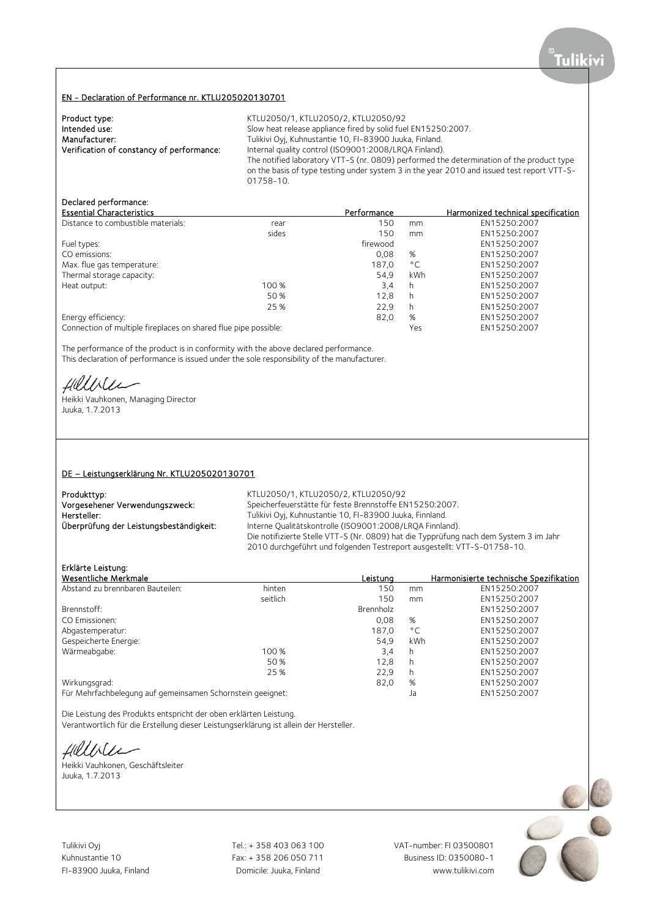## EN - Declaration of Performance nr. KTLU205020130701

**Product type:** KTLU2050/1, KTLU2050/2, KTLU2050/92

**Intended use:** Slow heat release appliance fired by solid fuel EN15250:2007.

**Manufacturer:** Tulikivi Oyj, Kuhnustantie 10, FI-83900 Juuka, Finland.

**Verification of constancy of performance:** Internal quality control (ISO9001:2008/LRQA Finland). The notified laboratory VTT-S (nr. 0809) performed the determination of the product type on the basis of type testing under system 3 in the year 2010 and issued test report VTT-S-01758-10.

**Declared performance:**

| Essential Characteristics | | Performance | | Harmonized technical specification |
|---|---|---|---|---|
| Distance to combustible materials: | rear | 150 | mm | EN15250:2007 |
| | sides | 150 | mm | EN15250:2007 |
| Fuel types: | | firewood | | EN15250:2007 |
| CO emissions: | | 0,08 | % | EN15250:2007 |
| Max. flue gas temperature: | | 187,0 | °C | EN15250:2007 |
| Thermal storage capacity: | | 54,9 | kWh | EN15250:2007 |
| Heat output: | 100 % | 3,4 | h | EN15250:2007 |
| | 50 % | 12,8 | h | EN15250:2007 |
| | 25 % | 22,9 | h | EN15250:2007 |
| Energy efficiency: | | 82,0 | % | EN15250:2007 |
| Connection of multiple fireplaces on shared flue pipe possible: | | | Yes | EN15250:2007 |

The performance of the product is in conformity with the above declared performance.
This declaration of performance is issued under the sole responsibility of the manufacturer.

Heikki Vauhkonen, Managing Director
Juuka, 1.7.2013

## DE – Leistungserklärung Nr. KTLU205020130701

**Produkttyp:** KTLU2050/1, KTLU2050/2, KTLU2050/92

**Vorgesehener Verwendungszweck:** Speicherfeuerstätte für feste Brennstoffe EN15250:2007.

**Hersteller:** Tulikivi Oyj, Kuhnustantie 10, FI-83900 Juuka, Finnland.

**Überprüfung der Leistungsbeständigkeit:** Interne Qualitätskontrolle (ISO9001:2008/LRQA Finnland). Die notifizierte Stelle VTT-S (Nr. 0809) hat die Typprüfung nach dem System 3 im Jahr 2010 durchgeführt und folgenden Testreport ausgestellt: VTT-S-01758-10.

**Erklärte Leistung:**

| Wesentliche Merkmale | | Leistung | | Harmonisierte technische Spezifikation |
|---|---|---|---|---|
| Abstand zu brennbaren Bauteilen: | hinten | 150 | mm | EN15250:2007 |
| | seitlich | 150 | mm | EN15250:2007 |
| Brennstoff: | | Brennholz | | EN15250:2007 |
| CO Emissionen: | | 0,08 | % | EN15250:2007 |
| Abgastemperatur: | | 187,0 | °C | EN15250:2007 |
| Gespeicherte Energie: | | 54,9 | kWh | EN15250:2007 |
| Wärmeabgabe: | 100 % | 3,4 | h | EN15250:2007 |
| | 50 % | 12,8 | h | EN15250:2007 |
| | 25 % | 22,9 | h | EN15250:2007 |
| Wirkungsgrad: | | 82,0 | % | EN15250:2007 |
| Für Mehrfachbelegung auf gemeinsamen Schornstein geeignet: | | | Ja | EN15250:2007 |

Die Leistung des Produkts entspricht der oben erklärten Leistung.
Verantwortlich für die Erstellung dieser Leistungserklärung ist allein der Hersteller.

Heikki Vauhkonen, Geschäftsleiter
Juuka, 1.7.2013

Tulikivi Oyj
Kuhnustantie 10
FI-83900 Juuka, Finland

Tel.: + 358 403 063 100
Fax: + 358 206 050 711
Domicile: Juuka, Finland

VAT-number: FI 03500801
Business ID: 0350080-1
www.tulikivi.com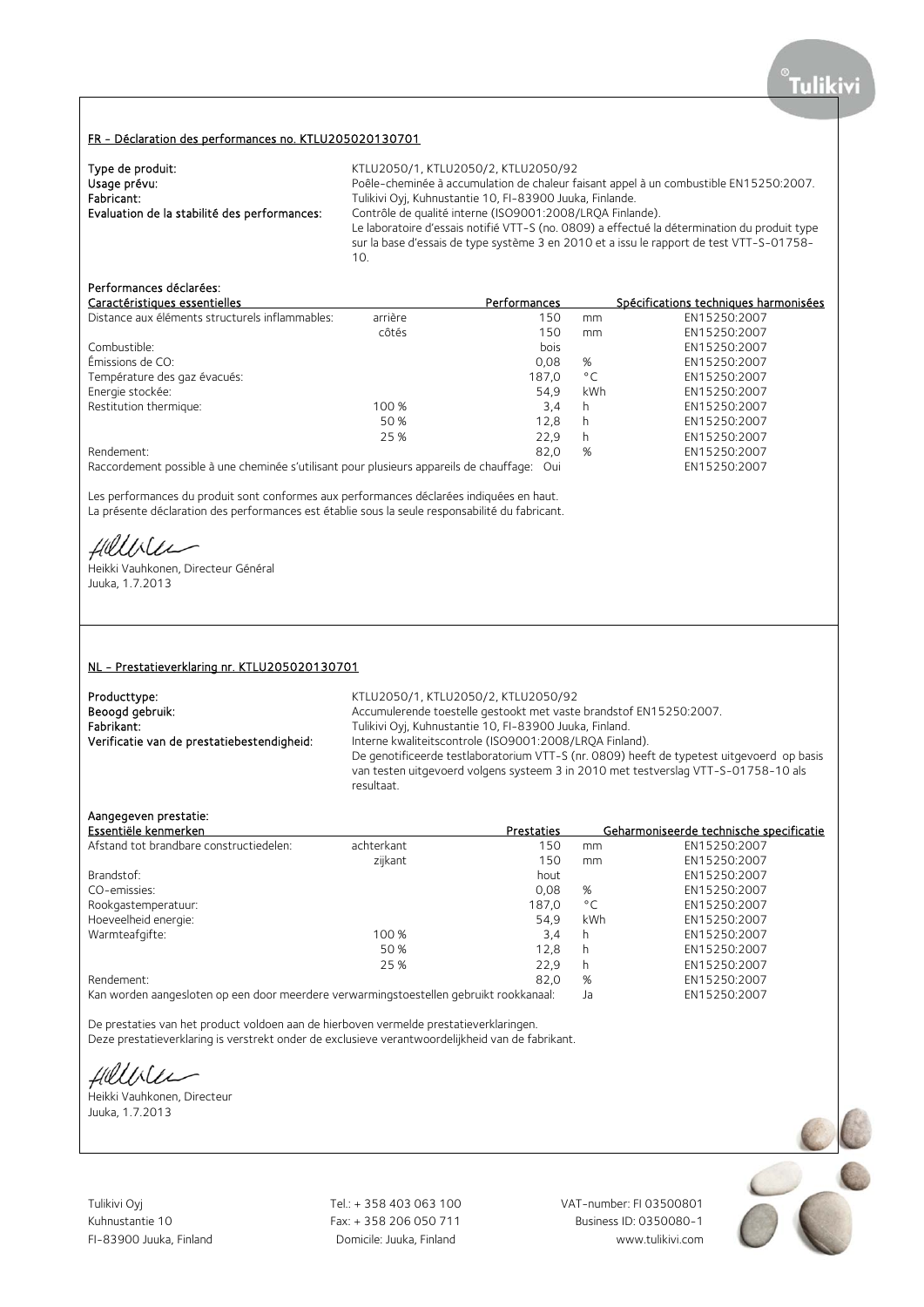## FR - Déclaration des performances no. KTLU205020130701

**Type de produit:** KTLU2050/1, KTLU2050/2, KTLU2050/92

**Usage prévu:** Poêle-cheminée à accumulation de chaleur faisant appel à un combustible EN15250:2007.

**Fabricant:** Tulikivi Oyj, Kuhnustantie 10, FI-83900 Juuka, Finlande.

**Evaluation de la stabilité des performances:** Contrôle de qualité interne (ISO9001:2008/LRQA Finlande). Le laboratoire d'essais notifié VTT-S (no. 0809) a effectué la détermination du produit type sur la base d'essais de type système 3 en 2010 et a issu le rapport de test VTT-S-01758-10.

**Performances déclarées:**

| Caractéristiques essentielles | | Performances | | Spécifications techniques harmonisées |
|---|---|---|---|---|
| Distance aux éléments structurels inflammables: | arrière | 150 | mm | EN15250:2007 |
| | côtés | 150 | mm | EN15250:2007 |
| Combustible: | | bois | | EN15250:2007 |
| Émissions de CO: | | 0,08 | % | EN15250:2007 |
| Température des gaz évacués: | | 187,0 | °C | EN15250:2007 |
| Energie stockée: | | 54,9 | kWh | EN15250:2007 |
| Restitution thermique: | 100 % | 3,4 | h | EN15250:2007 |
| | 50 % | 12,8 | h | EN15250:2007 |
| | 25 % | 22,9 | h | EN15250:2007 |
| Rendement: | | 82,0 | % | EN15250:2007 |
| Raccordement possible à une cheminée s'utilisant pour plusieurs appareils de chauffage: | | Oui | | EN15250:2007 |

Les performances du produit sont conformes aux performances déclarées indiquées en haut.
La présente déclaration des performances est établie sous la seule responsabilité du fabricant.

Heikki Vauhkonen, Directeur Général
Juuka, 1.7.2013

## NL - Prestatieverklaring nr. KTLU205020130701

**Producttype:** KTLU2050/1, KTLU2050/2, KTLU2050/92

**Beoogd gebruik:** Accumulerende toestelle gestookt met vaste brandstof EN15250:2007.

**Fabrikant:** Tulikivi Oyj, Kuhnustantie 10, FI-83900 Juuka, Finland.

**Verificatie van de prestatiebestendigheid:** Interne kwaliteitscontrole (ISO9001:2008/LRQA Finland). De genotificeerde testlaboratorium VTT-S (nr. 0809) heeft de typetest uitgevoerd op basis van testen uitgevoerd volgens systeem 3 in 2010 met testverslag VTT-S-01758-10 als resultaat.

**Aangegeven prestatie:**

| Essentiële kenmerken | | Prestaties | | Geharmoniseerde technische specificatie |
|---|---|---|---|---|
| Afstand tot brandbare constructiedelen: | achterkant | 150 | mm | EN15250:2007 |
| | zijkant | 150 | mm | EN15250:2007 |
| Brandstof: | | hout | | EN15250:2007 |
| CO-emissies: | | 0,08 | % | EN15250:2007 |
| Rookgastemperatuur: | | 187,0 | °C | EN15250:2007 |
| Hoeveelheid energie: | | 54,9 | kWh | EN15250:2007 |
| Warmteafgifte: | 100 % | 3,4 | h | EN15250:2007 |
| | 50 % | 12,8 | h | EN15250:2007 |
| | 25 % | 22,9 | h | EN15250:2007 |
| Rendement: | | 82,0 | % | EN15250:2007 |
| Kan worden aangesloten op een door meerdere verwarmingstoestellen gebruikt rookkanaal: | | Ja | | EN15250:2007 |

De prestaties van het product voldoen aan de hierboven vermelde prestatieverklaringen.
Deze prestatieverklaring is verstrekt onder de exclusieve verantwoordelijkheid van de fabrikant.

Heikki Vauhkonen, Directeur
Juuka, 1.7.2013

Tulikivi Oyj
Kuhnustantie 10
FI-83900 Juuka, Finland

Tel.: + 358 403 063 100
Fax: + 358 206 050 711
Domicile: Juuka, Finland

VAT-number: FI 03500801
Business ID: 0350080-1
www.tulikivi.com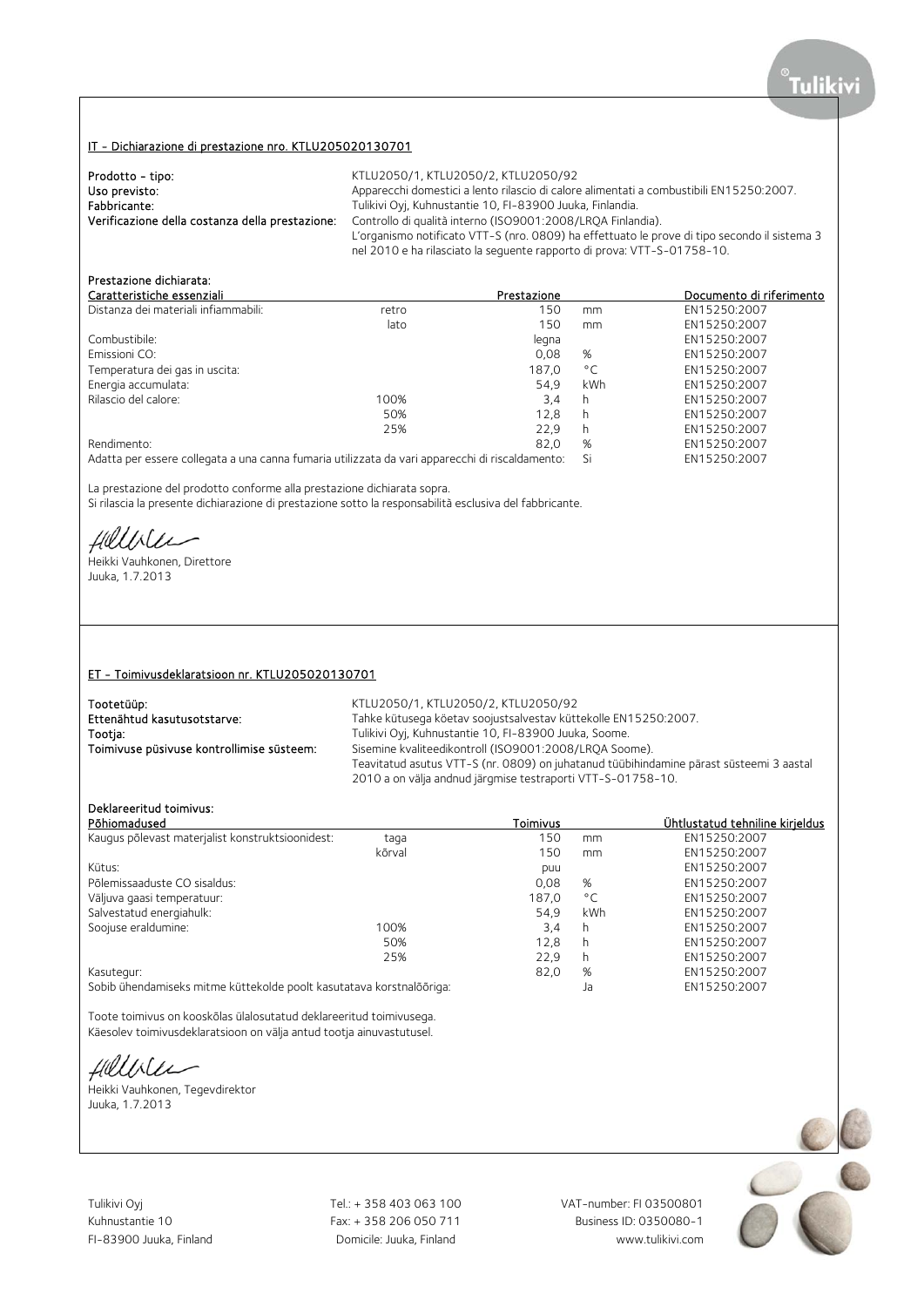## IT - Dichiarazione di prestazione nro. KTLU205020130701

| | |
|---|---|
| **Prodotto - tipo:** | KTLU2050/1, KTLU2050/2, KTLU2050/92 |
| **Uso previsto:** | Apparecchi domestici a lento rilascio di calore alimentati a combustibili EN15250:2007. |
| **Fabbricante:** | Tulikivi Oyj, Kuhnustantie 10, FI-83900 Juuka, Finlandia. |
| **Verificazione della costanza della prestazione:** | Controllo di qualità interno (ISO9001:2008/LRQA Finlandia). L'organismo notificato VTT-S (nro. 0809) ha effettuato le prove di tipo secondo il sistema 3 nel 2010 e ha rilasciato la seguente rapporto di prova: VTT-S-01758-10. |

**Prestazione dichiarata:**

| Caratteristiche essenziali | | Prestazione | | Documento di riferimento |
|---|---|---|---|---|
| Distanza dei materiali infiammabili: | retro | 150 | mm | EN15250:2007 |
| | lato | 150 | mm | EN15250:2007 |
| Combustibile: | | legna | | EN15250:2007 |
| Emissioni CO: | | 0,08 | % | EN15250:2007 |
| Temperatura dei gas in uscita: | | 187,0 | °C | EN15250:2007 |
| Energia accumulata: | | 54,9 | kWh | EN15250:2007 |
| Rilascio del calore: | 100% | 3,4 | h | EN15250:2007 |
| | 50% | 12,8 | h | EN15250:2007 |
| | 25% | 22,9 | h | EN15250:2007 |
| Rendimento: | | 82,0 | % | EN15250:2007 |
| Adatta per essere collegata a una canna fumaria utilizzata da vari apparecchi di riscaldamento: | | | Si | EN15250:2007 |

La prestazione del prodotto conforme alla prestazione dichiarata sopra.
Si rilascia la presente dichiarazione di prestazione sotto la responsabilità esclusiva del fabbricante.

Heikki Vauhkonen, Direttore
Juuka, 1.7.2013

## ET - Toimivusdeklaratsioon nr. KTLU205020130701

| | |
|---|---|
| **Tootetüüp:** | KTLU2050/1, KTLU2050/2, KTLU2050/92 |
| **Ettenähtud kasutusotstarve:** | Tahke kütusega köetav soojustsalvestav küttekolle EN15250:2007. |
| **Tootja:** | Tulikivi Oyj, Kuhnustantie 10, FI-83900 Juuka, Soome. |
| **Toimivuse püsivuse kontrollimise süsteem:** | Sisemine kvaliteedikontroll (ISO9001:2008/LRQA Soome). Teavitatud asutus VTT-S (nr. 0809) on juhatanud tüübihindamine pärast süsteemi 3 aastal 2010 a on välja andnud järgmise testraporti VTT-S-01758-10. |

**Deklareeritud toimivus:**

| Põhiomadused | | Toimivus | | Ühtlustatud tehniline kirjeldus |
|---|---|---|---|---|
| Kaugus põlevast materjalist konstruktsioonidest: | taga | 150 | mm | EN15250:2007 |
| | kõrval | 150 | mm | EN15250:2007 |
| Kütus: | | puu | | EN15250:2007 |
| Põlemissaaduste CO sisaldus: | | 0,08 | % | EN15250:2007 |
| Väljuva gaasi temperatuur: | | 187,0 | °C | EN15250:2007 |
| Salvestatud energiahulk: | | 54,9 | kWh | EN15250:2007 |
| Soojuse eraldumine: | 100% | 3,4 | h | EN15250:2007 |
| | 50% | 12,8 | h | EN15250:2007 |
| | 25% | 22,9 | h | EN15250:2007 |
| Kasutegur: | | 82,0 | % | EN15250:2007 |
| Sobib ühendamiseks mitme küttekolde poolt kasutatava korstnalõõriga: | | | Ja | EN15250:2007 |

Toote toimivus on kooskõlas ülalosutatud deklareeritud toimivusega.
Käesolev toimivusdeklaratsioon on välja antud tootja ainuvastutusel.

Heikki Vauhkonen, Tegevdirektor
Juuka, 1.7.2013

Tulikivi Oyj
Kuhnustantie 10
FI-83900 Juuka, Finland

Tel.: + 358 403 063 100
Fax: + 358 206 050 711
Domicile: Juuka, Finland

VAT-number: FI 03500801
Business ID: 0350080-1
www.tulikivi.com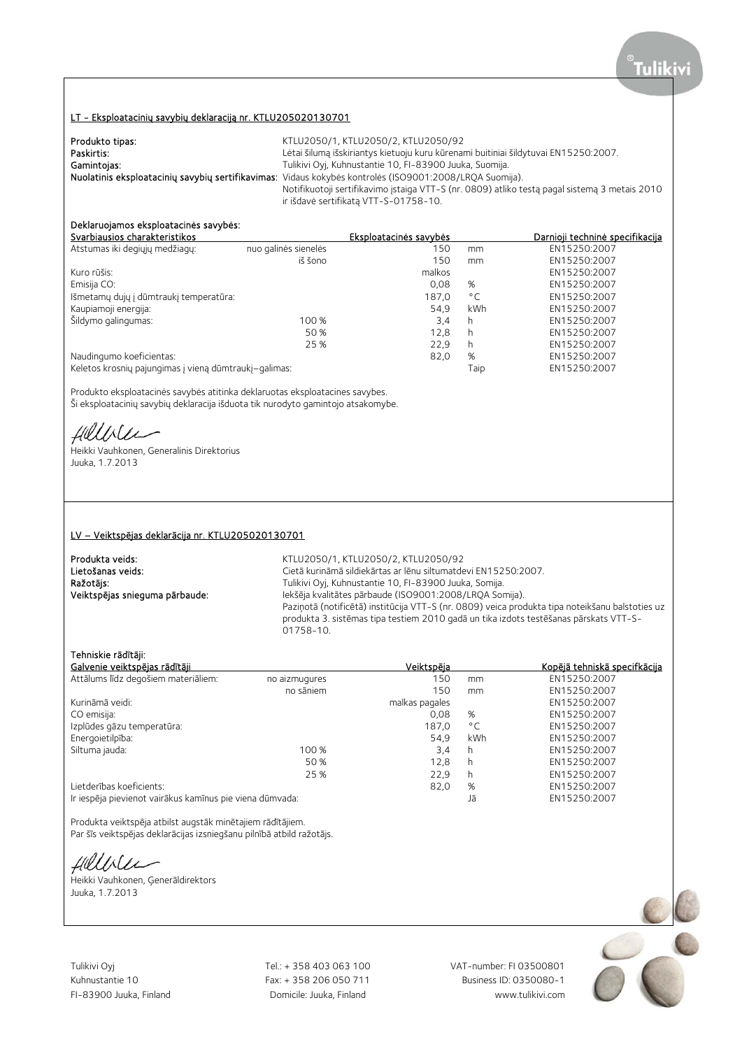## LT - Eksploatacinių savybių deklaraciją nr. KTLU205020130701

**Produkto tipas:** KTLU2050/1, KTLU2050/2, KTLU2050/92
**Paskirtis:** Lėtai šilumą išskiriantys kietuoju kuru kūrenami buitiniai šildytuvai EN15250:2007.
**Gamintojas:** Tulikivi Oyj, Kuhnustantie 10, FI-83900 Juuka, Suomija.
**Nuolatinis eksploatacinių savybių sertifikavimas:** Vidaus kokybės kontrolės (ISO9001:2008/LRQA Suomija).
Notifikuotoji sertifikavimo įstaiga VTT-S (nr. 0809) atliko testą pagal sistemą 3 metais 2010 ir išdavė sertifikatą VTT-S-01758-10.

**Deklaruojamos eksploatacinės savybės:**

| Svarbiausios charakteristikos | | Eksploatacinės savybės | | Darnioji techninė specifikacija |
|---|---|---|---|---|
| Atstumas iki degiųjų medžiagų: | nuo galinės sienelės | 150 | mm | EN15250:2007 |
| | iš šono | 150 | mm | EN15250:2007 |
| Kuro rūšis: | | malkos | | EN15250:2007 |
| Emisija CO: | | 0,08 | % | EN15250:2007 |
| Išmetamų dujų į dūmtraukį temperatūra: | | 187,0 | °C | EN15250:2007 |
| Kaupiamoji energija: | | 54,9 | kWh | EN15250:2007 |
| Šildymo galingumas: | 100 % | 3,4 | h | EN15250:2007 |
| | 50 % | 12,8 | h | EN15250:2007 |
| | 25 % | 22,9 | h | EN15250:2007 |
| Naudingumo koeficientas: | | 82,0 | % | EN15250:2007 |
| Keletos krosnių pajungimas į vieną dūmtraukį–galimas: | | | Taip | EN15250:2007 |

Produkto eksploatacinės savybės atitinka deklaruotas eksploatacines savybes.
Ši eksploatacinių savybių deklaracija išduota tik nurodyto gamintojo atsakomybe.

Heikki Vauhkonen, Generalinis Direktorius
Juuka, 1.7.2013

## LV – Veiktspējas deklarācija nr. KTLU205020130701

**Produkta veids:** KTLU2050/1, KTLU2050/2, KTLU2050/92
**Lietošanas veids:** Cietā kurināmā sildiekārtas ar lēnu siltumatdevi EN15250:2007.
**Ražotājs:** Tulikivi Oyj, Kuhnustantie 10, FI-83900 Juuka, Somija.
**Veiktspējas snieguma pārbaude:** Iekšēja kvalitātes pārbaude (ISO9001:2008/LRQA Somija).
Paziņotā (notificētā) institūcija VTT-S (nr. 0809) veica produkta tipa noteikšanu balstoties uz produkta 3. sistēmas tipa testiem 2010 gadā un tika izdots testēšanas pārskats VTT-S-01758-10.

**Tehniskie rādītāji:**

| Galvenie veiktspējas rādītāji | | Veiktspēja | | Kopējā tehniskā specifkācija |
|---|---|---|---|---|
| Attālums līdz degošiem materiāliem: | no aizmugures | 150 | mm | EN15250:2007 |
| | no sāniem | 150 | mm | EN15250:2007 |
| Kurināmā veidi: | | malkas pagales | | EN15250:2007 |
| CO emisija: | | 0,08 | % | EN15250:2007 |
| Izplūdes gāzu temperatūra: | | 187,0 | °C | EN15250:2007 |
| Energoietilpība: | | 54,9 | kWh | EN15250:2007 |
| Siltuma jauda: | 100 % | 3,4 | h | EN15250:2007 |
| | 50 % | 12,8 | h | EN15250:2007 |
| | 25 % | 22,9 | h | EN15250:2007 |
| Lietderības koeficients: | | 82,0 | % | EN15250:2007 |
| Ir iespēja pievienot vairākus kamīnus pie viena dūmvada: | | | Jā | EN15250:2007 |

Produkta veiktspēja atbilst augstāk minētajiem rādītājiem.
Par šīs veiktspējas deklarācijas izsniegšanu pilnībā atbild ražotājs.

Heikki Vauhkonen, Ģenerāldirektors
Juuka, 1.7.2013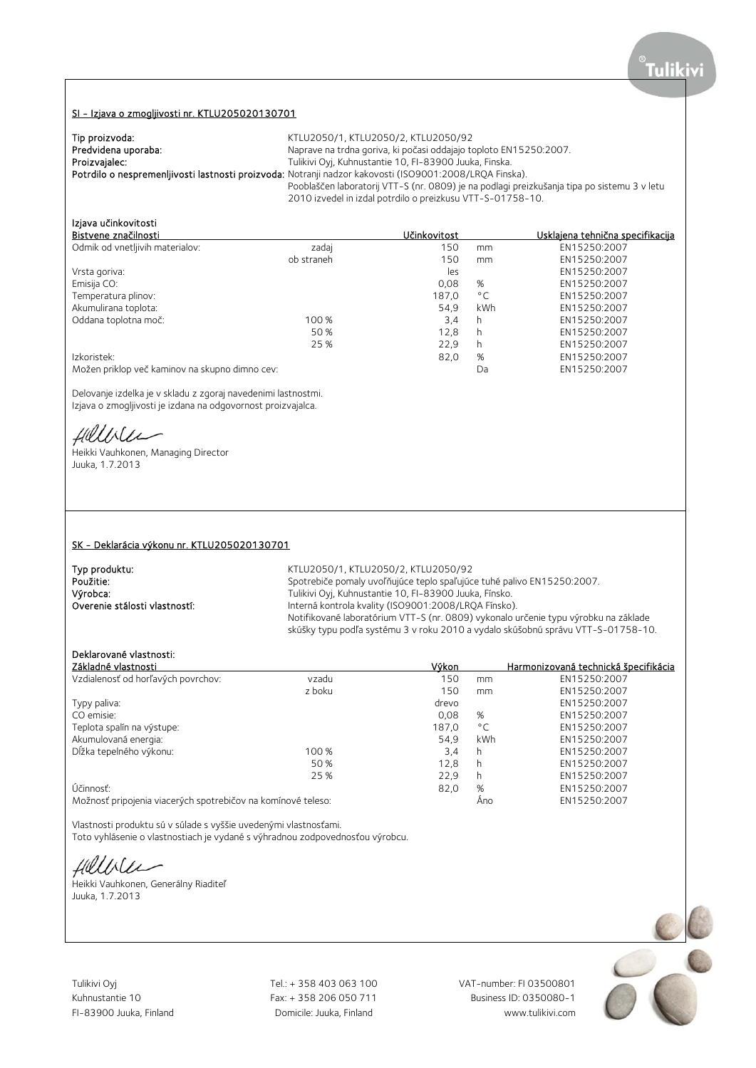## SI - Izjava o zmogljivosti nr. KTLU205020130701

**Tip proizvoda:** KTLU2050/1, KTLU2050/2, KTLU2050/92
**Predvidena uporaba:** Naprave na trdna goriva, ki počasi oddajajo toploto EN15250:2007.
**Proizvajalec:** Tulikivi Oyj, Kuhnustantie 10, FI-83900 Juuka, Finska.
**Potrdilo o nespremenljivosti lastnosti proizvoda:** Notranji nadzor kakovosti (ISO9001:2008/LRQA Finska).
Pooblaščen laboratorij VTT-S (nr. 0809) je na podlagi preizkušanja tipa po sistemu 3 v letu 2010 izvedel in izdal potrdilo o preizkusu VTT-S-01758-10.

**Izjava učinkovitosti**

| Bistvene značilnosti | | Učinkovitost | | Usklajena tehnična specifikacija |
|---|---|---|---|---|
| Odmik od vnetljivih materialov: | zadaj | 150 | mm | EN15250:2007 |
| | ob straneh | 150 | mm | EN15250:2007 |
| Vrsta goriva: | | les | | EN15250:2007 |
| Emisija CO: | | 0,08 | % | EN15250:2007 |
| Temperatura plinov: | | 187,0 | °C | EN15250:2007 |
| Akumulirana toplota: | | 54,9 | kWh | EN15250:2007 |
| Oddana toplotna moč: | 100 % | 3,4 | h | EN15250:2007 |
| | 50 % | 12,8 | h | EN15250:2007 |
| | 25 % | 22,9 | h | EN15250:2007 |
| Izkoristek: | | 82,0 | % | EN15250:2007 |
| Možen priklop več kaminov na skupno dimno cev: | | | Da | EN15250:2007 |

Delovanje izdelka je v skladu z zgoraj navedenimi lastnostmi.
Izjava o zmogljivosti je izdana na odgovornost proizvajalca.

Heikki Vauhkonen, Managing Director
Juuka, 1.7.2013

## SK - Deklarácia výkonu nr. KTLU205020130701

**Typ produktu:** KTLU2050/1, KTLU2050/2, KTLU2050/92
**Použitie:** Spotrebiče pomaly uvoľňujúce teplo spaľujúce tuhé palivo EN15250:2007.
**Výrobca:** Tulikivi Oyj, Kuhnustantie 10, FI-83900 Juuka, Fínsko.
**Overenie stálosti vlastností:** Interná kontrola kvality (ISO9001:2008/LRQA Fínsko).
Notifikované laboratórium VTT-S (nr. 0809) vykonalo určenie typu výrobku na základe skúšky typu podľa systému 3 v roku 2010 a vydalo skúšobnú správu VTT-S-01758-10.

**Deklarované vlastnosti:**

| Základné vlastnosti | | Výkon | | Harmonizovaná technická špecifikácia |
|---|---|---|---|---|
| Vzdialenosť od horľavých povrchov: | vzadu | 150 | mm | EN15250:2007 |
| | z boku | 150 | mm | EN15250:2007 |
| Typy paliva: | | drevo | | EN15250:2007 |
| CO emisie: | | 0,08 | % | EN15250:2007 |
| Teplota spalín na výstupe: | | 187,0 | °C | EN15250:2007 |
| Akumulovaná energia: | | 54,9 | kWh | EN15250:2007 |
| Dĺžka tepelného výkonu: | 100 % | 3,4 | h | EN15250:2007 |
| | 50 % | 12,8 | h | EN15250:2007 |
| | 25 % | 22,9 | h | EN15250:2007 |
| Účinnosť: | | 82,0 | % | EN15250:2007 |
| Možnosť pripojenia viacerých spotrebičov na komínové teleso: | | | Áno | EN15250:2007 |

Vlastnosti produktu sú v súlade s vyššie uvedenými vlastnosťami.
Toto vyhlásenie o vlastnostiach je vydané s výhradnou zodpovednosťou výrobcu.

Heikki Vauhkonen, Generálny Riaditeľ
Juuka, 1.7.2013

Tulikivi Oyj
Kuhnustantie 10
FI-83900 Juuka, Finland

Tel.: + 358 403 063 100
Fax: + 358 206 050 711
Domicile: Juuka, Finland

VAT-number: FI 03500801
Business ID: 0350080-1
www.tulikivi.com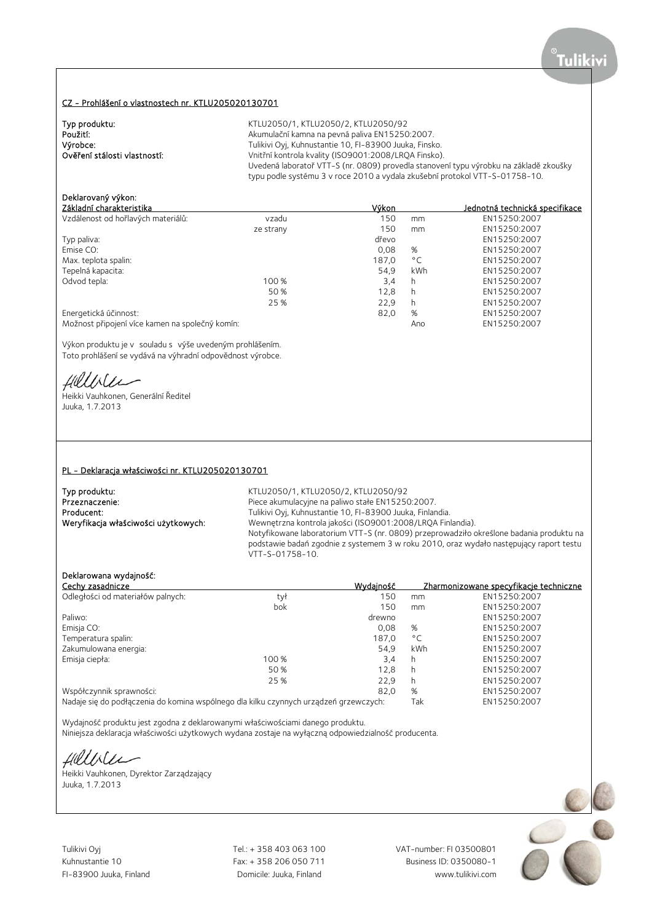## CZ - Prohlášení o vlastnostech nr. KTLU205020130701

**Typ produktu:** KTLU2050/1, KTLU2050/2, KTLU2050/92
**Použití:** Akumulační kamna na pevná paliva EN15250:2007.
**Výrobce:** Tulikivi Oyj, Kuhnustantie 10, FI-83900 Juuka, Finsko.
**Ověření stálosti vlastností:** Vnitřní kontrola kvality (ISO9001:2008/LRQA Finsko).
Uvedená laboratoř VTT-S (nr. 0809) provedla stanovení typu výrobku na základě zkoušky typu podle systému 3 v roce 2010 a vydala zkušební protokol VTT-S-01758-10.

**Deklarovaný výkon:**

| Základní charakteristika | | Výkon | | Jednotná technická specifikace |
|---|---|---|---|---|
| Vzdálenost od hořlavých materiálů: | vzadu | 150 | mm | EN15250:2007 |
| | ze strany | 150 | mm | EN15250:2007 |
| Typ paliva: | | dřevo | | EN15250:2007 |
| Emise CO: | | 0,08 | % | EN15250:2007 |
| Max. teplota spalin: | | 187,0 | °C | EN15250:2007 |
| Tepelná kapacita: | | 54,9 | kWh | EN15250:2007 |
| Odvod tepla: | 100 % | 3,4 | h | EN15250:2007 |
| | 50 % | 12,8 | h | EN15250:2007 |
| | 25 % | 22,9 | h | EN15250:2007 |
| Energetická účinnost: | | 82,0 | % | EN15250:2007 |
| Možnost připojení více kamen na společný komín: | | | Ano | EN15250:2007 |

Výkon produktu je v souladu s výše uvedeným prohlášením.
Toto prohlášení se vydává na výhradní odpovědnost výrobce.

Heikki Vauhkonen, Generální Ředitel
Juuka, 1.7.2013

## PL - Deklaracja właściwości nr. KTLU205020130701

**Typ produktu:** KTLU2050/1, KTLU2050/2, KTLU2050/92
**Przeznaczenie:** Piece akumulacyjne na paliwo stałe EN15250:2007.
**Producent:** Tulikivi Oyj, Kuhnustantie 10, FI-83900 Juuka, Finlandia.
**Weryfikacja właściwości użytkowych:** Wewnętrzna kontrola jakości (ISO9001:2008/LRQA Finlandia).
Notyfikowane laboratorium VTT-S (nr. 0809) przeprowadziło określone badania produktu na podstawie badań zgodnie z systemem 3 w roku 2010, oraz wydało następujący raport testu VTT-S-01758-10.

**Deklarowana wydajność:**

| Cechy zasadnicze | | Wydajność | | Zharmonizowane specyfikacje techniczne |
|---|---|---|---|---|
| Odległości od materiałów palnych: | tył | 150 | mm | EN15250:2007 |
| | bok | 150 | mm | EN15250:2007 |
| Paliwo: | | drewno | | EN15250:2007 |
| Emisja CO: | | 0,08 | % | EN15250:2007 |
| Temperatura spalin: | | 187,0 | °C | EN15250:2007 |
| Zakumulowana energia: | | 54,9 | kWh | EN15250:2007 |
| Emisja ciepła: | 100 % | 3,4 | h | EN15250:2007 |
| | 50 % | 12,8 | h | EN15250:2007 |
| | 25 % | 22,9 | h | EN15250:2007 |
| Współczynnik sprawności: | | 82,0 | % | EN15250:2007 |
| Nadaje się do podłączenia do komina wspólnego dla kilku czynnych urządzeń grzewczych: | | | Tak | EN15250:2007 |

Wydajność produktu jest zgodna z deklarowanymi właściwościami danego produktu.
Niniejsza deklaracja właściwości użytkowych wydana zostaje na wyłączną odpowiedzialność producenta.

Heikki Vauhkonen, Dyrektor Zarządzający
Juuka, 1.7.2013

Tulikivi Oyj
Kuhnustantie 10
FI-83900 Juuka, Finland

Tel.: + 358 403 063 100
Fax: + 358 206 050 711
Domicile: Juuka, Finland

VAT-number: FI 03500801
Business ID: 0350080-1
www.tulikivi.com